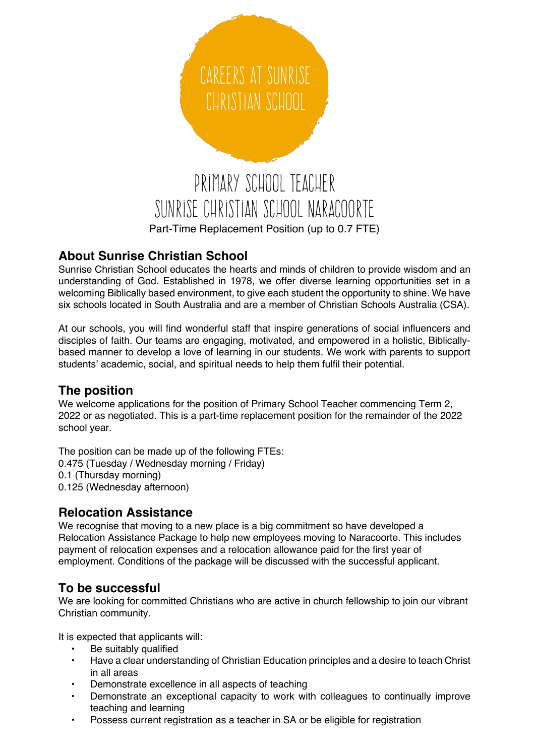# CAREERS AT SUNRISE CHRISTIAN SCHOOL

# PRIMARY SCHOOL TEACHER
# SUNRISE CHRISTIAN SCHOOL NARACOORTE

Part-Time Replacement Position (up to 0.7 FTE)

## About Sunrise Christian School

Sunrise Christian School educates the hearts and minds of children to provide wisdom and an understanding of God. Established in 1978, we offer diverse learning opportunities set in a welcoming Biblically based environment, to give each student the opportunity to shine. We have six schools located in South Australia and are a member of Christian Schools Australia (CSA).

At our schools, you will find wonderful staff that inspire generations of social influencers and disciples of faith. Our teams are engaging, motivated, and empowered in a holistic, Biblically-based manner to develop a love of learning in our students. We work with parents to support students' academic, social, and spiritual needs to help them fulfil their potential.

## The position

We welcome applications for the position of Primary School Teacher commencing Term 2, 2022 or as negotiated. This is a part-time replacement position for the remainder of the 2022 school year.

The position can be made up of the following FTEs:
0.475 (Tuesday / Wednesday morning / Friday)
0.1 (Thursday morning)
0.125 (Wednesday afternoon)

## Relocation Assistance

We recognise that moving to a new place is a big commitment so have developed a Relocation Assistance Package to help new employees moving to Naracoorte. This includes payment of relocation expenses and a relocation allowance paid for the first year of employment. Conditions of the package will be discussed with the successful applicant.

## To be successful

We are looking for committed Christians who are active in church fellowship to join our vibrant Christian community.

It is expected that applicants will:

- Be suitably qualified
- Have a clear understanding of Christian Education principles and a desire to teach Christ in all areas
- Demonstrate excellence in all aspects of teaching
- Demonstrate an exceptional capacity to work with colleagues to continually improve teaching and learning
- Possess current registration as a teacher in SA or be eligible for registration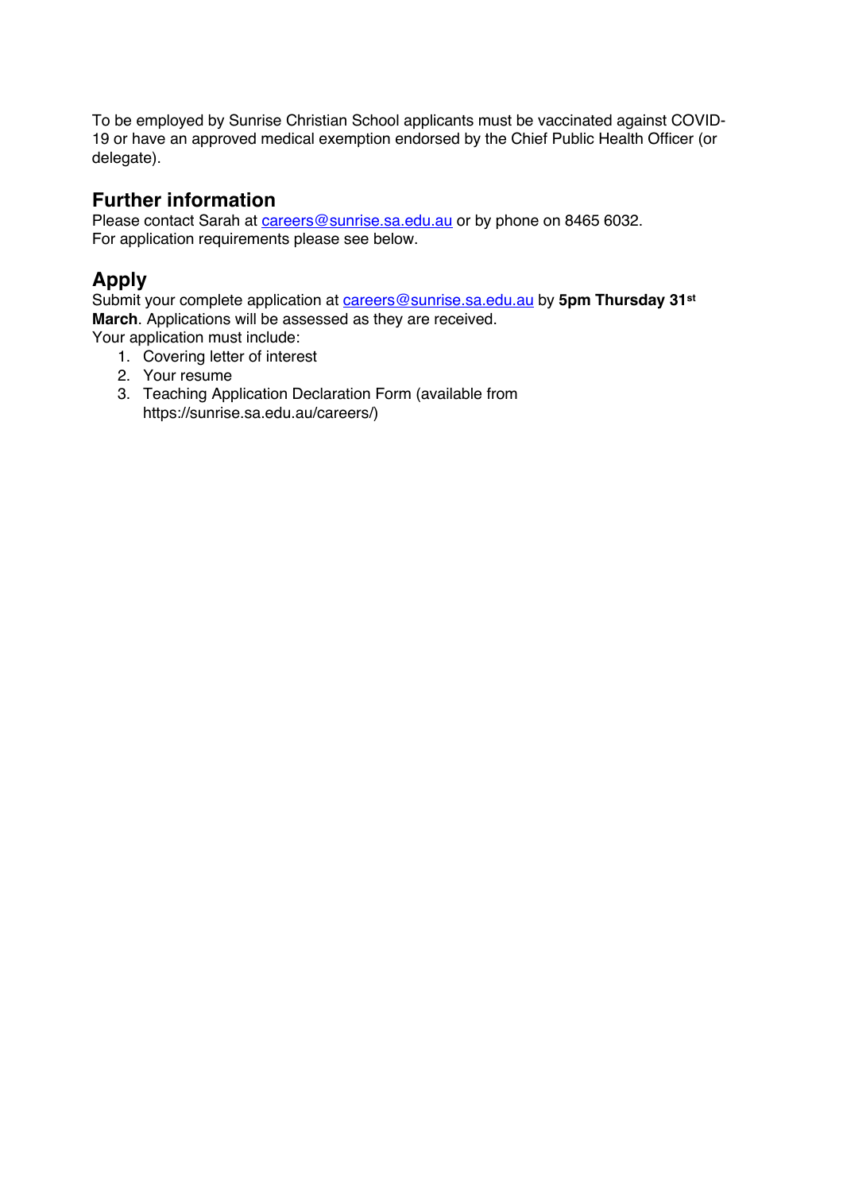To be employed by Sunrise Christian School applicants must be vaccinated against COVID-19 or have an approved medical exemption endorsed by the Chief Public Health Officer (or delegate).

## Further information

Please contact Sarah at careers@sunrise.sa.edu.au or by phone on 8465 6032.
For application requirements please see below.

## Apply

Submit your complete application at careers@sunrise.sa.edu.au by **5pm Thursday 31st March**. Applications will be assessed as they are received.
Your application must include:

1. Covering letter of interest
2. Your resume
3. Teaching Application Declaration Form (available from https://sunrise.sa.edu.au/careers/)